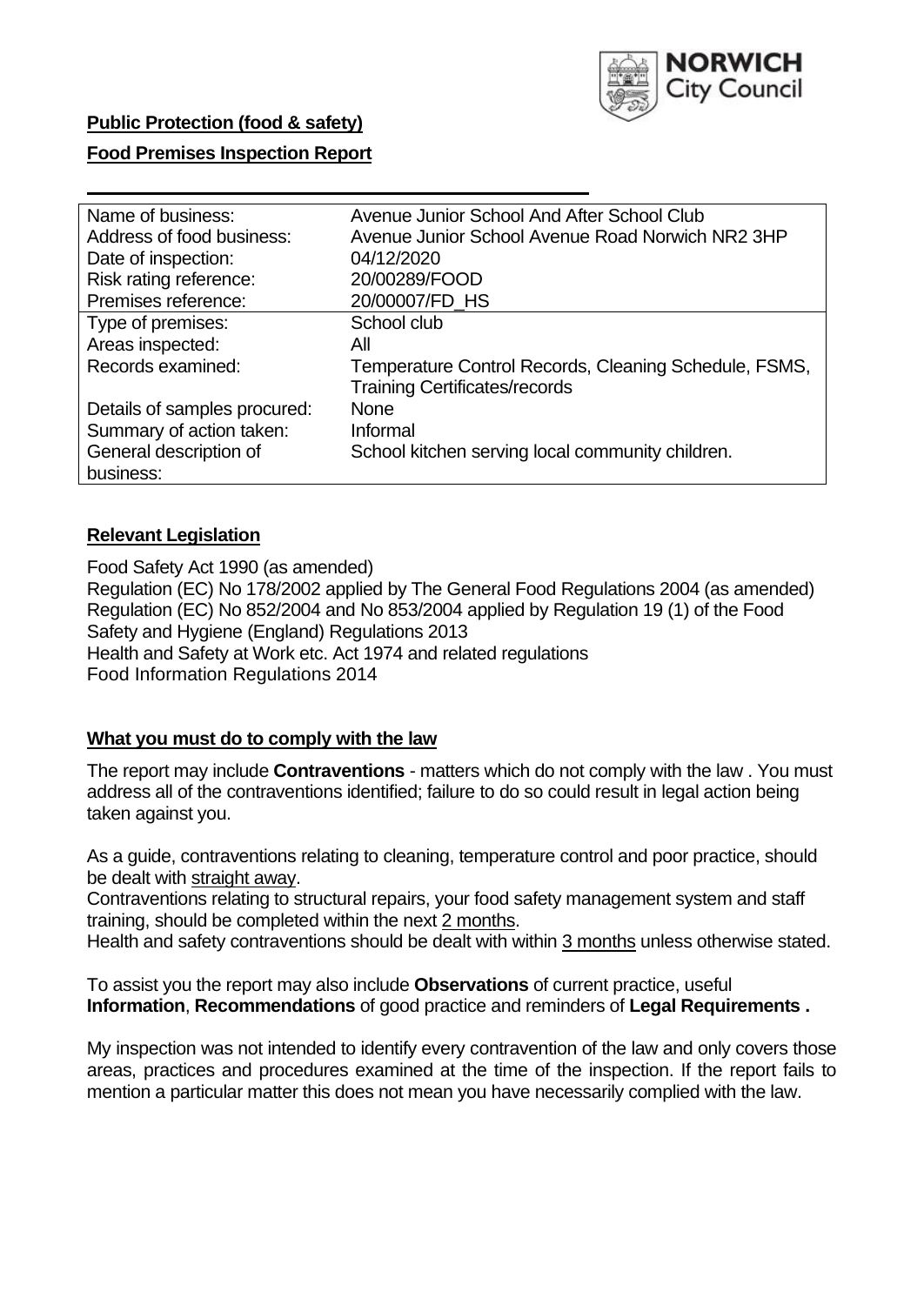**Public Protection (food & safety)**

**Food Premises Inspection Report**

| Name of business: | Avenue Junior School And After School Club |
|---|---|
| Address of food business: | Avenue Junior School Avenue Road Norwich NR2 3HP |
| Date of inspection: | 04/12/2020 |
| Risk rating reference: | 20/00289/FOOD |
| Premises reference: | 20/00007/FD_HS |
| Type of premises: | School club |
| Areas inspected: | All |
| Records examined: | Temperature Control Records, Cleaning Schedule, FSMS, Training Certificates/records |
| Details of samples procured: | None |
| Summary of action taken: | Informal |
| General description of business: | School kitchen serving local community children. |

## Relevant Legislation

Food Safety Act 1990 (as amended)
Regulation (EC) No 178/2002 applied by The General Food Regulations 2004 (as amended)
Regulation (EC) No 852/2004 and No 853/2004 applied by Regulation 19 (1) of the Food Safety and Hygiene (England) Regulations 2013
Health and Safety at Work etc. Act 1974 and related regulations
Food Information Regulations 2014

## What you must do to comply with the law

The report may include **Contraventions** - matters which do not comply with the law . You must address all of the contraventions identified; failure to do so could result in legal action being taken against you.

As a guide, contraventions relating to cleaning, temperature control and poor practice, should be dealt with straight away.
Contraventions relating to structural repairs, your food safety management system and staff training, should be completed within the next 2 months.
Health and safety contraventions should be dealt with within 3 months unless otherwise stated.

To assist you the report may also include **Observations** of current practice, useful **Information**, **Recommendations** of good practice and reminders of **Legal Requirements .**

My inspection was not intended to identify every contravention of the law and only covers those areas, practices and procedures examined at the time of the inspection. If the report fails to mention a particular matter this does not mean you have necessarily complied with the law.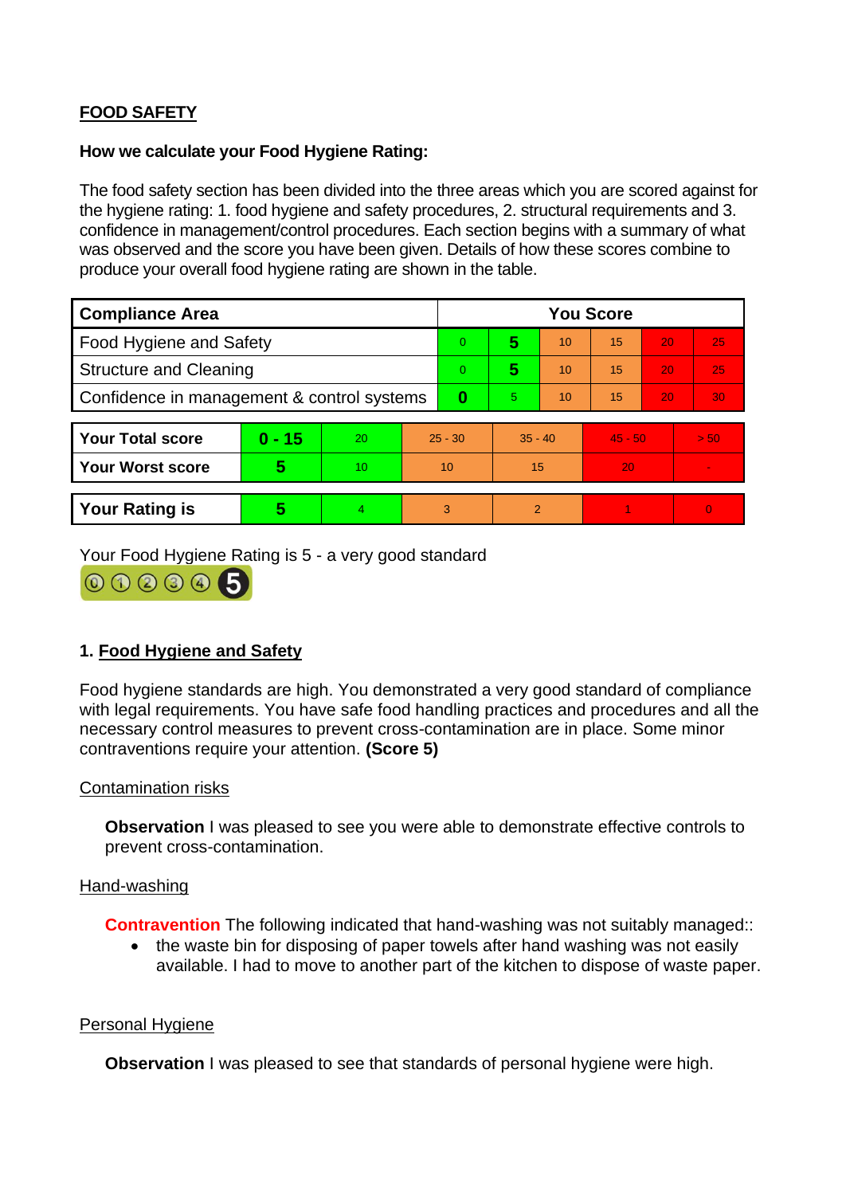## FOOD SAFETY

**How we calculate your Food Hygiene Rating:**

The food safety section has been divided into the three areas which you are scored against for the hygiene rating: 1. food hygiene and safety procedures, 2. structural requirements and 3. confidence in management/control procedures. Each section begins with a summary of what was observed and the score you have been given. Details of how these scores combine to produce your overall food hygiene rating are shown in the table.

| Compliance Area | You Score | | | | | |
|---|---|---|---|---|---|---|
| Food Hygiene and Safety | 0 | **5** | 10 | 15 | 20 | 25 |
| Structure and Cleaning | 0 | **5** | 10 | 15 | 20 | 25 |
| Confidence in management & control systems | **0** | 5 | 10 | 15 | 20 | 30 |

| | | | | | | |
|---|---|---|---|---|---|---|
| **Your Total score** | **0 - 15** | 20 | 25 - 30 | 35 - 40 | 45 - 50 | > 50 |
| **Your Worst score** | **5** | 10 | 10 | 15 | 20 | - |

| | | | | | | |
|---|---|---|---|---|---|---|
| **Your Rating is** | **5** | 4 | 3 | 2 | 1 | 0 |

Your Food Hygiene Rating is 5 - a very good standard

### 1. Food Hygiene and Safety

Food hygiene standards are high. You demonstrated a very good standard of compliance with legal requirements. You have safe food handling practices and procedures and all the necessary control measures to prevent cross-contamination are in place. Some minor contraventions require your attention. **(Score 5)**

Contamination risks

**Observation** I was pleased to see you were able to demonstrate effective controls to prevent cross-contamination.

Hand-washing

**Contravention** The following indicated that hand-washing was not suitably managed::

- the waste bin for disposing of paper towels after hand washing was not easily available. I had to move to another part of the kitchen to dispose of waste paper.

Personal Hygiene

**Observation** I was pleased to see that standards of personal hygiene were high.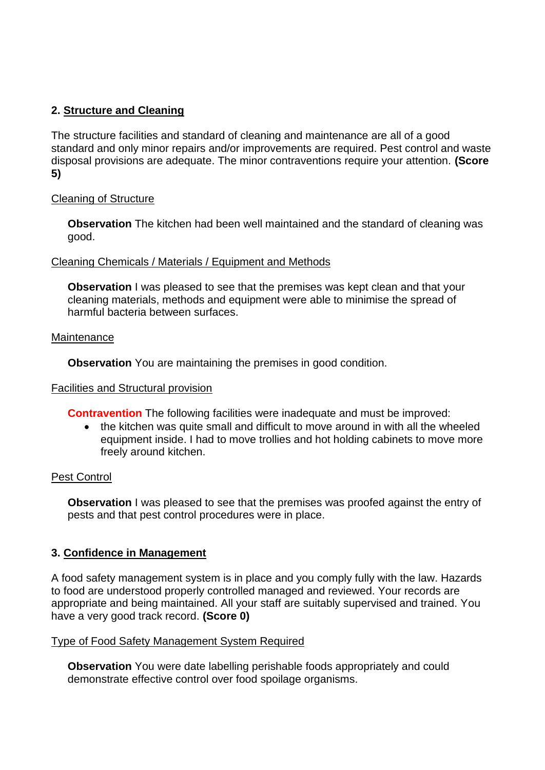## 2. Structure and Cleaning

The structure facilities and standard of cleaning and maintenance are all of a good standard and only minor repairs and/or improvements are required. Pest control and waste disposal provisions are adequate. The minor contraventions require your attention. **(Score 5)**

Cleaning of Structure

**Observation** The kitchen had been well maintained and the standard of cleaning was good.

Cleaning Chemicals / Materials / Equipment and Methods

**Observation** I was pleased to see that the premises was kept clean and that your cleaning materials, methods and equipment were able to minimise the spread of harmful bacteria between surfaces.

Maintenance

**Observation** You are maintaining the premises in good condition.

Facilities and Structural provision

**Contravention** The following facilities were inadequate and must be improved:

- the kitchen was quite small and difficult to move around in with all the wheeled equipment inside. I had to move trollies and hot holding cabinets to move more freely around kitchen.

Pest Control

**Observation** I was pleased to see that the premises was proofed against the entry of pests and that pest control procedures were in place.

## 3. Confidence in Management

A food safety management system is in place and you comply fully with the law. Hazards to food are understood properly controlled managed and reviewed. Your records are appropriate and being maintained. All your staff are suitably supervised and trained. You have a very good track record. **(Score 0)**

Type of Food Safety Management System Required

**Observation** You were date labelling perishable foods appropriately and could demonstrate effective control over food spoilage organisms.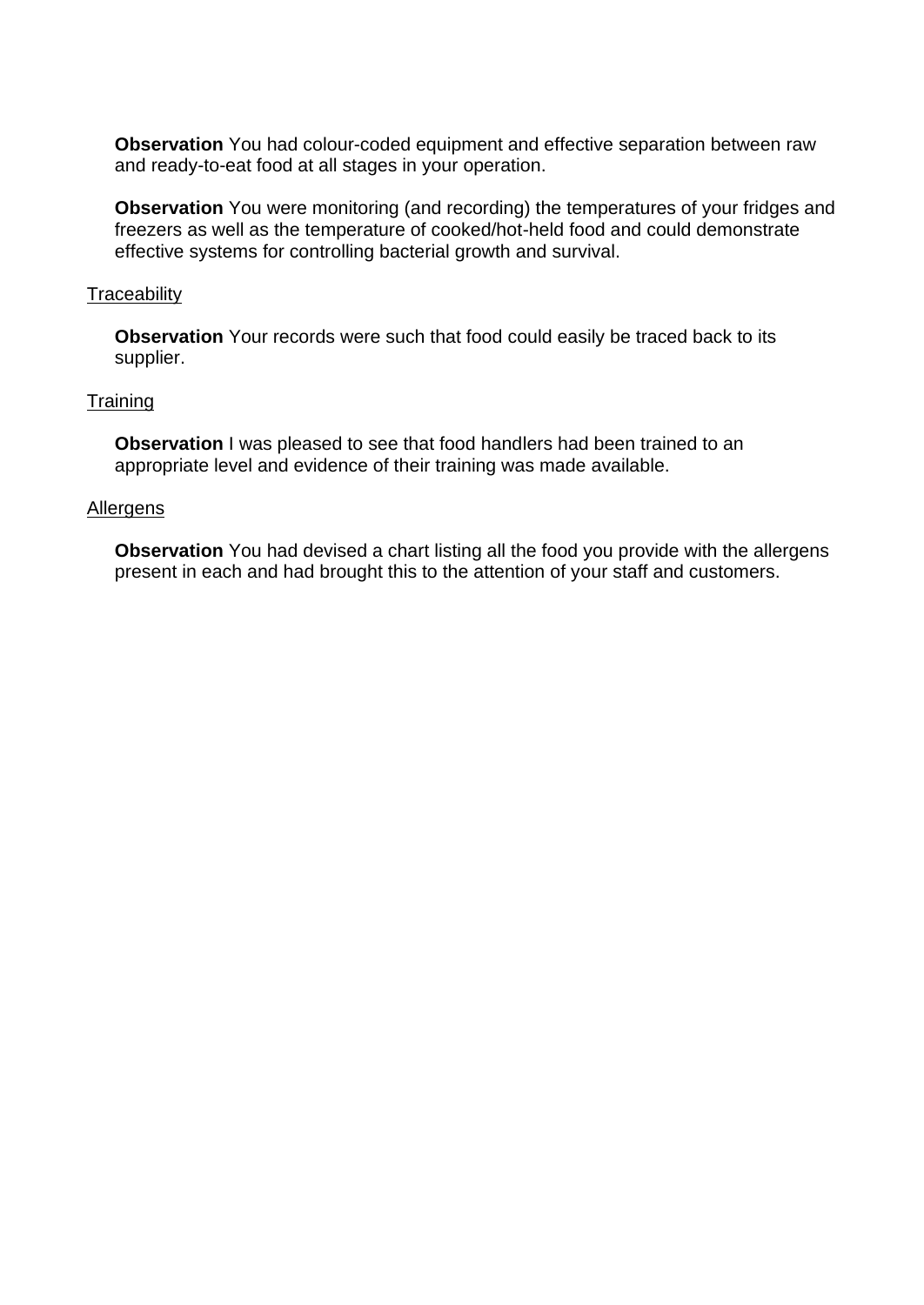**Observation** You had colour-coded equipment and effective separation between raw and ready-to-eat food at all stages in your operation.

**Observation** You were monitoring (and recording) the temperatures of your fridges and freezers as well as the temperature of cooked/hot-held food and could demonstrate effective systems for controlling bacterial growth and survival.

<u>Traceability</u>

**Observation** Your records were such that food could easily be traced back to its supplier.

<u>Training</u>

**Observation** I was pleased to see that food handlers had been trained to an appropriate level and evidence of their training was made available.

<u>Allergens</u>

**Observation** You had devised a chart listing all the food you provide with the allergens present in each and had brought this to the attention of your staff and customers.